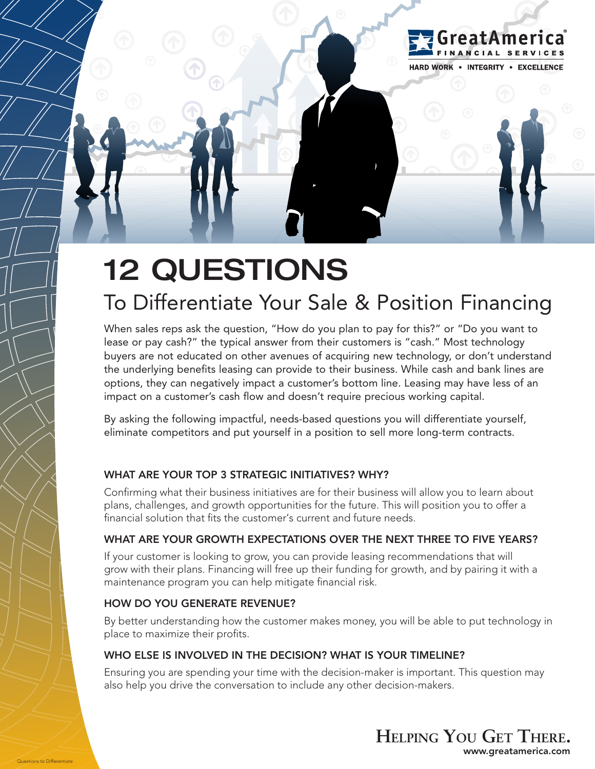GreatAmerica FINANCIAL SERVICES

HARD WORK • INTEGRITY • EXCELLENCE

# 12 QUESTIONS

## To Differentiate Your Sale & Position Financing

When sales reps ask the question, "How do you plan to pay for this?" or "Do you want to lease or pay cash?" the typical answer from their customers is "cash." Most technology buyers are not educated on other avenues of acquiring new technology, or don't understand the underlying benefits leasing can provide to their business. While cash and bank lines are options, they can negatively impact a customer's bottom line. Leasing may have less of an impact on a customer's cash flow and doesn't require precious working capital.

By asking the following impactful, needs-based questions you will differentiate yourself, eliminate competitors and put yourself in a position to sell more long-term contracts.

### WHAT ARE YOUR TOP 3 STRATEGIC INITIATIVES? WHY?

Confirming what their business initiatives are for their business will allow you to learn about plans, challenges, and growth opportunities for the future. This will position you to offer a financial solution that fits the customer's current and future needs.

### WHAT ARE YOUR GROWTH EXPECTATIONS OVER THE NEXT THREE TO FIVE YEARS?

If your customer is looking to grow, you can provide leasing recommendations that will grow with their plans. Financing will free up their funding for growth, and by pairing it with a maintenance program you can help mitigate financial risk.

### HOW DO YOU GENERATE REVENUE?

By better understanding how the customer makes money, you will be able to put technology in place to maximize their profits.

### WHO ELSE IS INVOLVED IN THE DECISION? WHAT IS YOUR TIMELINE?

Ensuring you are spending your time with the decision-maker is important. This question may also help you drive the conversation to include any other decision-makers.

**HELPING YOU GET THERE.**
www.greatamerica.com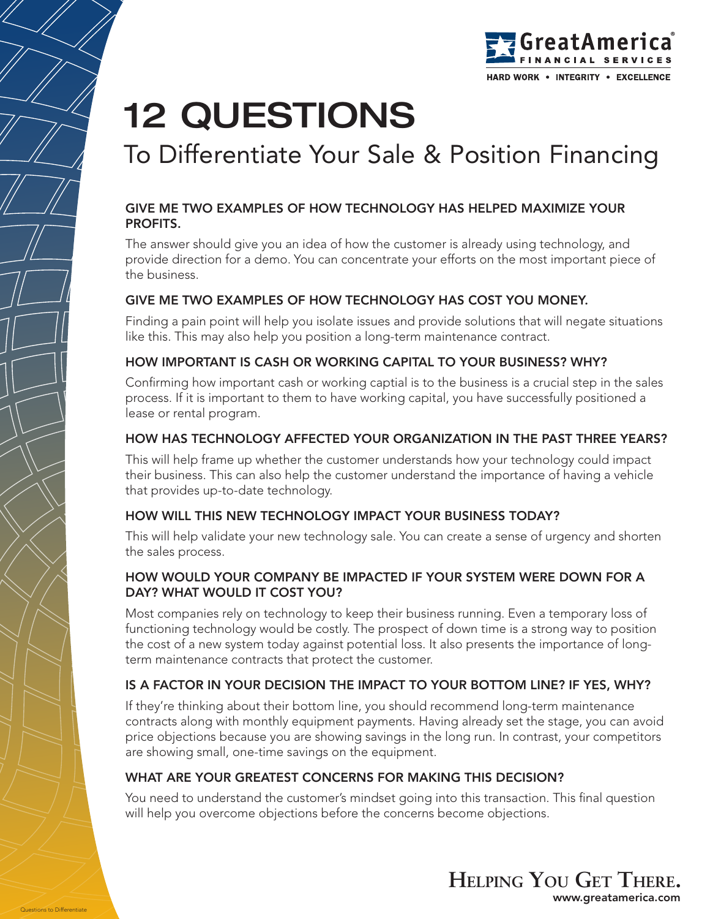GreatAmerica FINANCIAL SERVICES

HARD WORK • INTEGRITY • EXCELLENCE

# 12 QUESTIONS

## To Differentiate Your Sale & Position Financing

### GIVE ME TWO EXAMPLES OF HOW TECHNOLOGY HAS HELPED MAXIMIZE YOUR PROFITS.

The answer should give you an idea of how the customer is already using technology, and provide direction for a demo. You can concentrate your efforts on the most important piece of the business.

### GIVE ME TWO EXAMPLES OF HOW TECHNOLOGY HAS COST YOU MONEY.

Finding a pain point will help you isolate issues and provide solutions that will negate situations like this. This may also help you position a long-term maintenance contract.

### HOW IMPORTANT IS CASH OR WORKING CAPITAL TO YOUR BUSINESS? WHY?

Confirming how important cash or working captial is to the business is a crucial step in the sales process. If it is important to them to have working capital, you have successfully positioned a lease or rental program.

### HOW HAS TECHNOLOGY AFFECTED YOUR ORGANIZATION IN THE PAST THREE YEARS?

This will help frame up whether the customer understands how your technology could impact their business. This can also help the customer understand the importance of having a vehicle that provides up-to-date technology.

### HOW WILL THIS NEW TECHNOLOGY IMPACT YOUR BUSINESS TODAY?

This will help validate your new technology sale. You can create a sense of urgency and shorten the sales process.

### HOW WOULD YOUR COMPANY BE IMPACTED IF YOUR SYSTEM WERE DOWN FOR A DAY? WHAT WOULD IT COST YOU?

Most companies rely on technology to keep their business running. Even a temporary loss of functioning technology would be costly. The prospect of down time is a strong way to position the cost of a new system today against potential loss. It also presents the importance of long-term maintenance contracts that protect the customer.

### IS A FACTOR IN YOUR DECISION THE IMPACT TO YOUR BOTTOM LINE? IF YES, WHY?

If they're thinking about their bottom line, you should recommend long-term maintenance contracts along with monthly equipment payments. Having already set the stage, you can avoid price objections because you are showing savings in the long run. In contrast, your competitors are showing small, one-time savings on the equipment.

### WHAT ARE YOUR GREATEST CONCERNS FOR MAKING THIS DECISION?

You need to understand the customer's mindset going into this transaction. This final question will help you overcome objections before the concerns become objections.

**HELPING YOU GET THERE.**
www.greatamerica.com